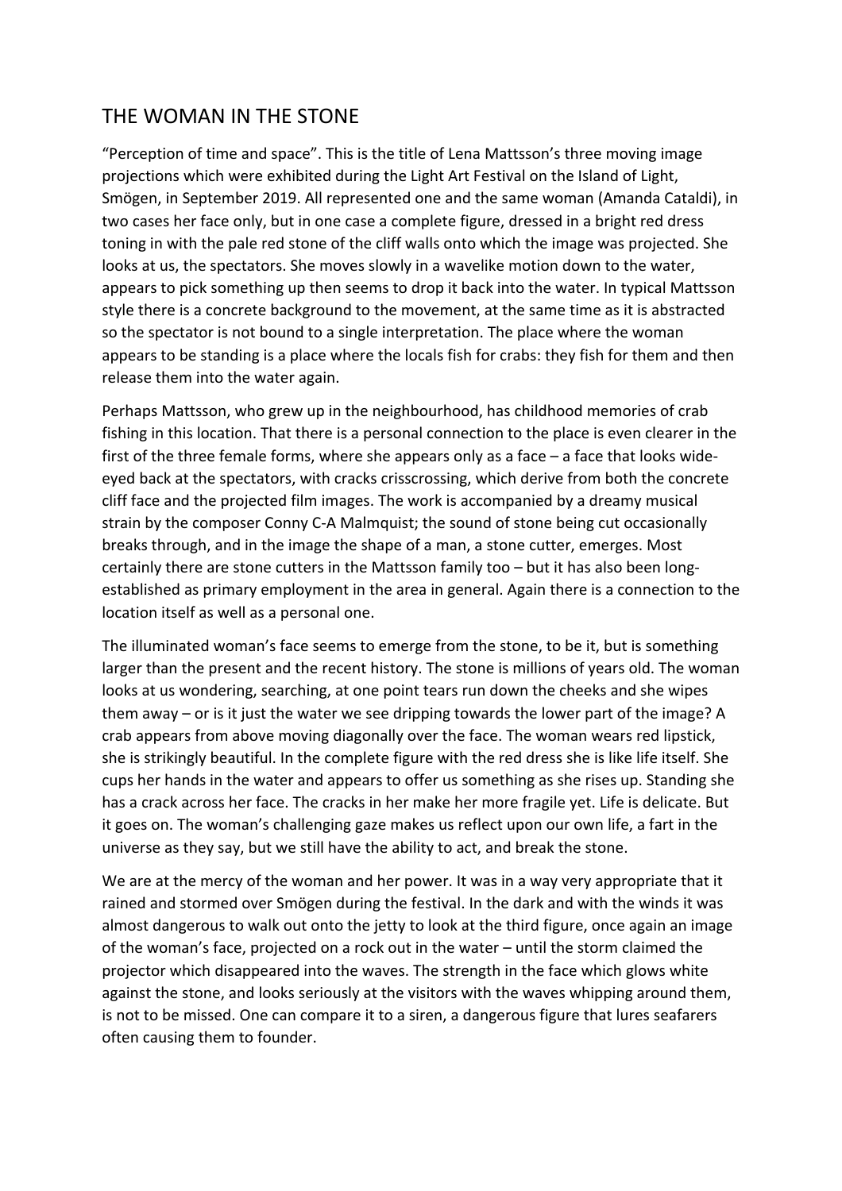# THE WOMAN IN THE STONE

"Perception of time and space". This is the title of Lena Mattsson's three moving image projections which were exhibited during the Light Art Festival on the Island of Light, Smögen, in September 2019. All represented one and the same woman (Amanda Cataldi), in two cases her face only, but in one case a complete figure, dressed in a bright red dress toning in with the pale red stone of the cliff walls onto which the image was projected. She looks at us, the spectators. She moves slowly in a wavelike motion down to the water, appears to pick something up then seems to drop it back into the water. In typical Mattsson style there is a concrete background to the movement, at the same time as it is abstracted so the spectator is not bound to a single interpretation. The place where the woman appears to be standing is a place where the locals fish for crabs: they fish for them and then release them into the water again.

Perhaps Mattsson, who grew up in the neighbourhood, has childhood memories of crab fishing in this location. That there is a personal connection to the place is even clearer in the first of the three female forms, where she appears only as a face – a face that looks wide-eyed back at the spectators, with cracks crisscrossing, which derive from both the concrete cliff face and the projected film images. The work is accompanied by a dreamy musical strain by the composer Conny C-A Malmquist; the sound of stone being cut occasionally breaks through, and in the image the shape of a man, a stone cutter, emerges. Most certainly there are stone cutters in the Mattsson family too – but it has also been long-established as primary employment in the area in general. Again there is a connection to the location itself as well as a personal one.

The illuminated woman's face seems to emerge from the stone, to be it, but is something larger than the present and the recent history. The stone is millions of years old. The woman looks at us wondering, searching, at one point tears run down the cheeks and she wipes them away – or is it just the water we see dripping towards the lower part of the image? A crab appears from above moving diagonally over the face. The woman wears red lipstick, she is strikingly beautiful. In the complete figure with the red dress she is like life itself. She cups her hands in the water and appears to offer us something as she rises up. Standing she has a crack across her face. The cracks in her make her more fragile yet. Life is delicate. But it goes on. The woman's challenging gaze makes us reflect upon our own life, a fart in the universe as they say, but we still have the ability to act, and break the stone.

We are at the mercy of the woman and her power. It was in a way very appropriate that it rained and stormed over Smögen during the festival. In the dark and with the winds it was almost dangerous to walk out onto the jetty to look at the third figure, once again an image of the woman's face, projected on a rock out in the water – until the storm claimed the projector which disappeared into the waves. The strength in the face which glows white against the stone, and looks seriously at the visitors with the waves whipping around them, is not to be missed. One can compare it to a siren, a dangerous figure that lures seafarers often causing them to founder.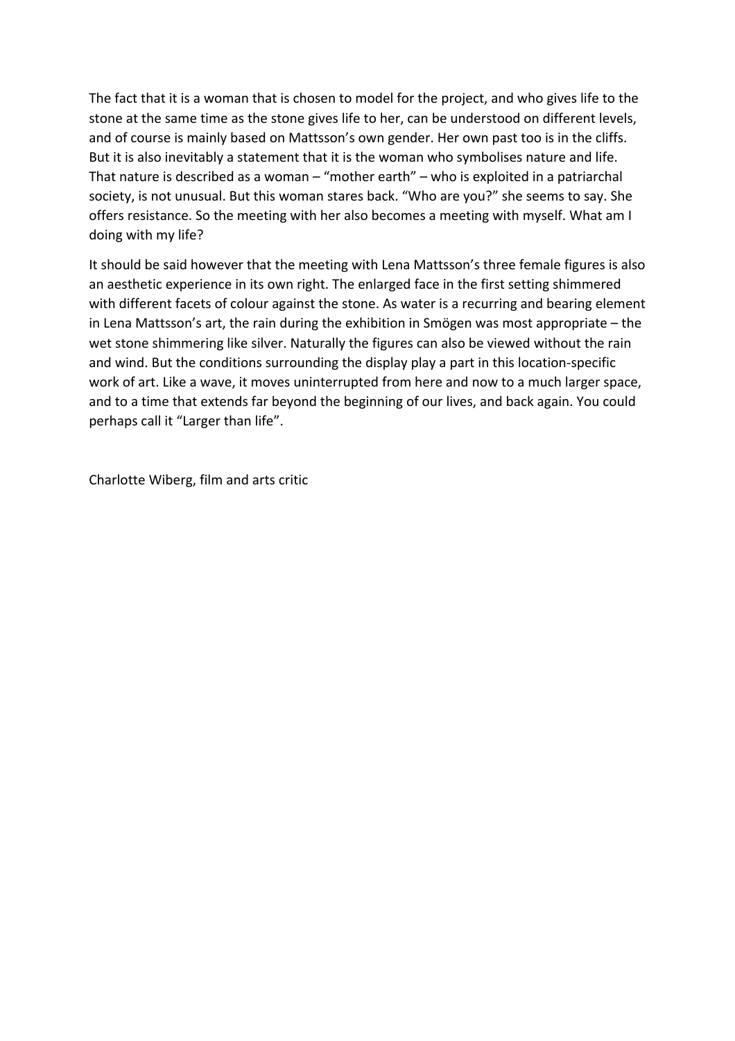The fact that it is a woman that is chosen to model for the project, and who gives life to the stone at the same time as the stone gives life to her, can be understood on different levels, and of course is mainly based on Mattsson's own gender. Her own past too is in the cliffs. But it is also inevitably a statement that it is the woman who symbolises nature and life. That nature is described as a woman – "mother earth" – who is exploited in a patriarchal society, is not unusual. But this woman stares back. "Who are you?" she seems to say. She offers resistance. So the meeting with her also becomes a meeting with myself. What am I doing with my life?

It should be said however that the meeting with Lena Mattsson's three female figures is also an aesthetic experience in its own right. The enlarged face in the first setting shimmered with different facets of colour against the stone. As water is a recurring and bearing element in Lena Mattsson's art, the rain during the exhibition in Smögen was most appropriate – the wet stone shimmering like silver. Naturally the figures can also be viewed without the rain and wind. But the conditions surrounding the display play a part in this location-specific work of art. Like a wave, it moves uninterrupted from here and now to a much larger space, and to a time that extends far beyond the beginning of our lives, and back again. You could perhaps call it "Larger than life".

Charlotte Wiberg, film and arts critic